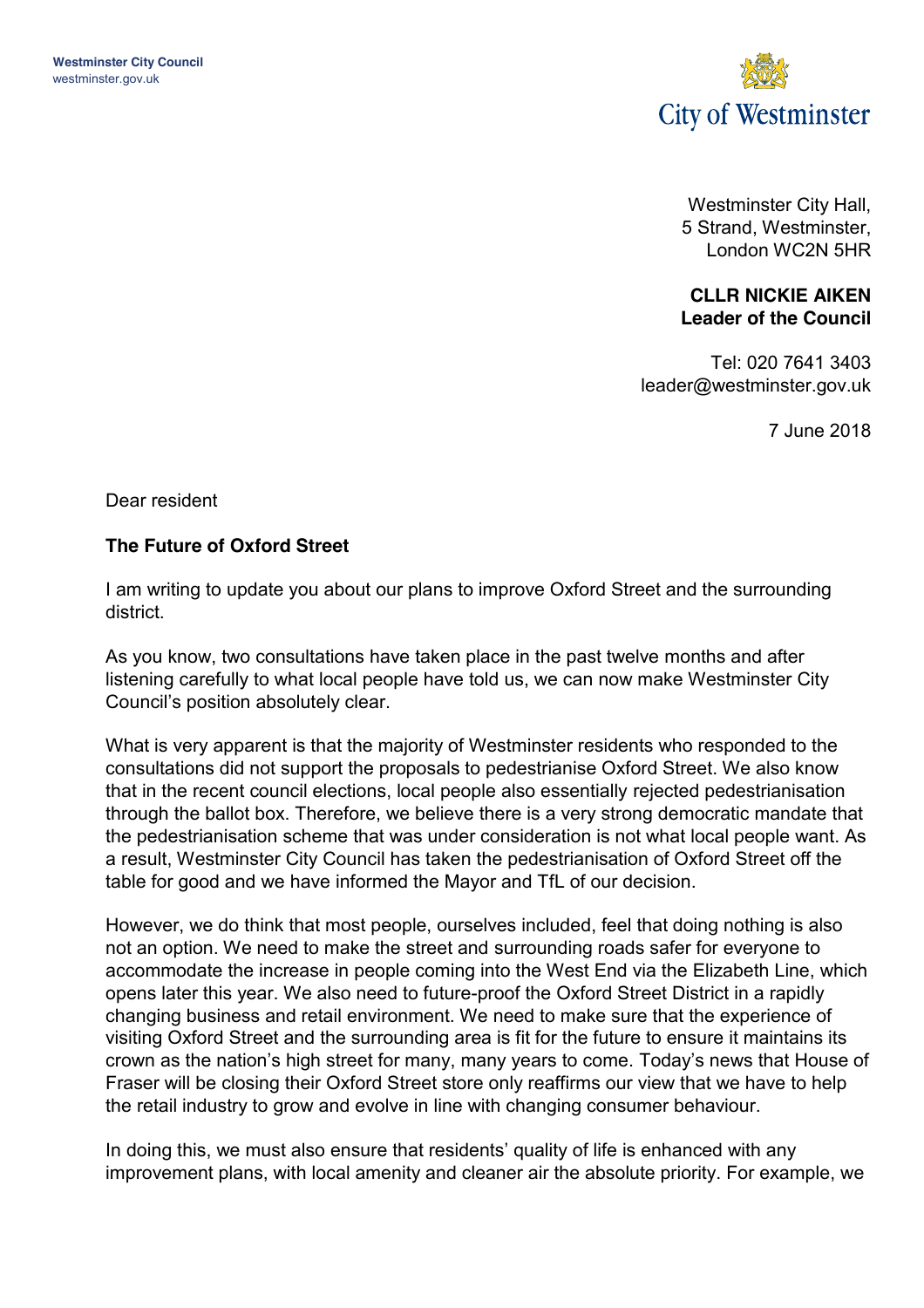**Westminster City Council**
westminster.gov.uk

City of Westminster

Westminster City Hall,
5 Strand, Westminster,
London WC2N 5HR

**CLLR NICKIE AIKEN**
**Leader of the Council**

Tel: 020 7641 3403
leader@westminster.gov.uk

7 June 2018

Dear resident

**The Future of Oxford Street**

I am writing to update you about our plans to improve Oxford Street and the surrounding district.

As you know, two consultations have taken place in the past twelve months and after listening carefully to what local people have told us, we can now make Westminster City Council's position absolutely clear.

What is very apparent is that the majority of Westminster residents who responded to the consultations did not support the proposals to pedestrianise Oxford Street. We also know that in the recent council elections, local people also essentially rejected pedestrianisation through the ballot box. Therefore, we believe there is a very strong democratic mandate that the pedestrianisation scheme that was under consideration is not what local people want. As a result, Westminster City Council has taken the pedestrianisation of Oxford Street off the table for good and we have informed the Mayor and TfL of our decision.

However, we do think that most people, ourselves included, feel that doing nothing is also not an option. We need to make the street and surrounding roads safer for everyone to accommodate the increase in people coming into the West End via the Elizabeth Line, which opens later this year. We also need to future-proof the Oxford Street District in a rapidly changing business and retail environment. We need to make sure that the experience of visiting Oxford Street and the surrounding area is fit for the future to ensure it maintains its crown as the nation's high street for many, many years to come. Today's news that House of Fraser will be closing their Oxford Street store only reaffirms our view that we have to help the retail industry to grow and evolve in line with changing consumer behaviour.

In doing this, we must also ensure that residents' quality of life is enhanced with any improvement plans, with local amenity and cleaner air the absolute priority. For example, we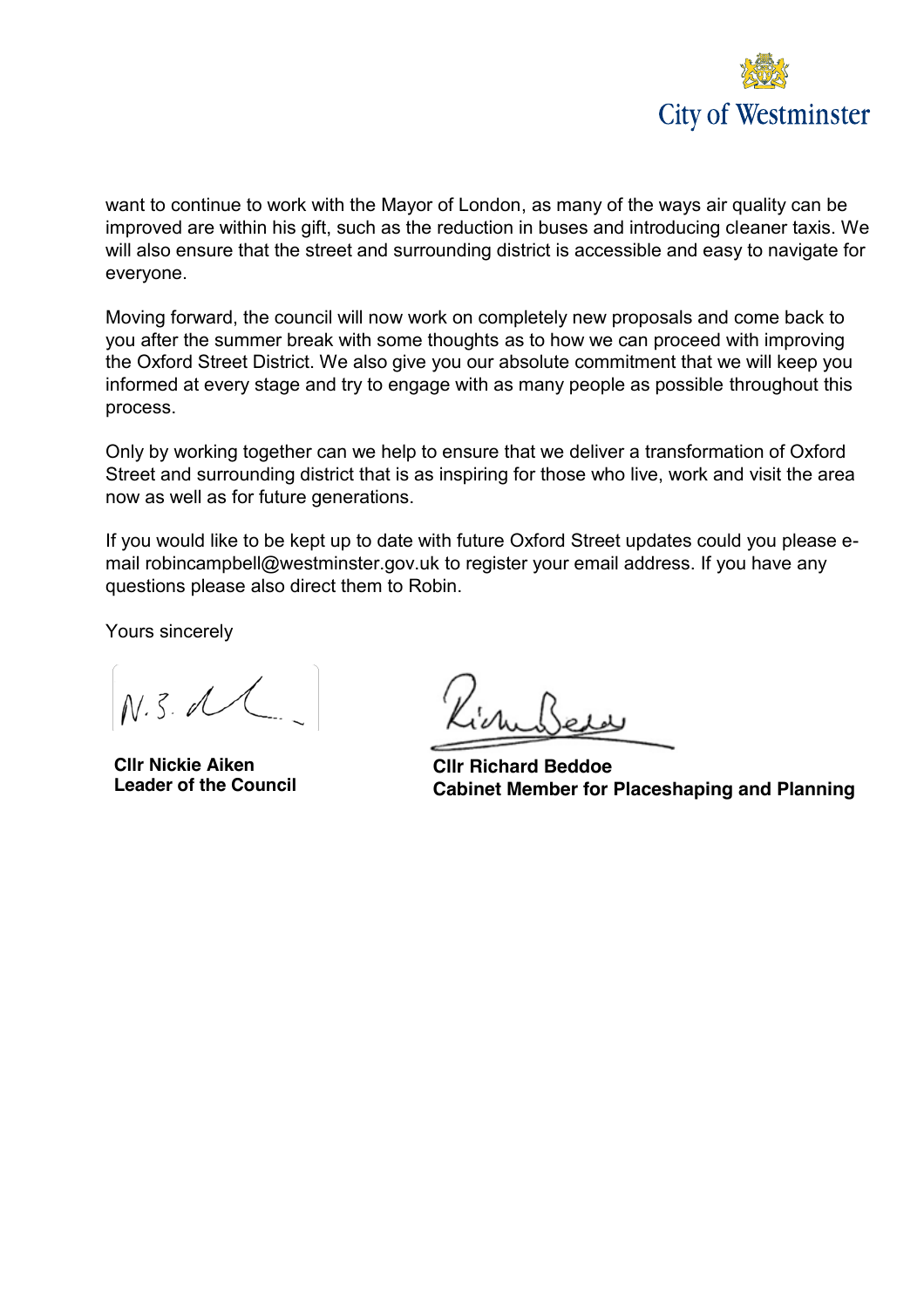want to continue to work with the Mayor of London, as many of the ways air quality can be improved are within his gift, such as the reduction in buses and introducing cleaner taxis. We will also ensure that the street and surrounding district is accessible and easy to navigate for everyone.

Moving forward, the council will now work on completely new proposals and come back to you after the summer break with some thoughts as to how we can proceed with improving the Oxford Street District. We also give you our absolute commitment that we will keep you informed at every stage and try to engage with as many people as possible throughout this process.

Only by working together can we help to ensure that we deliver a transformation of Oxford Street and surrounding district that is as inspiring for those who live, work and visit the area now as well as for future generations.

If you would like to be kept up to date with future Oxford Street updates could you please e-mail robincampbell@westminster.gov.uk to register your email address. If you have any questions please also direct them to Robin.

Yours sincerely

**Cllr Nickie Aiken**
**Leader of the Council**

**Cllr Richard Beddoe**
**Cabinet Member for Placeshaping and Planning**